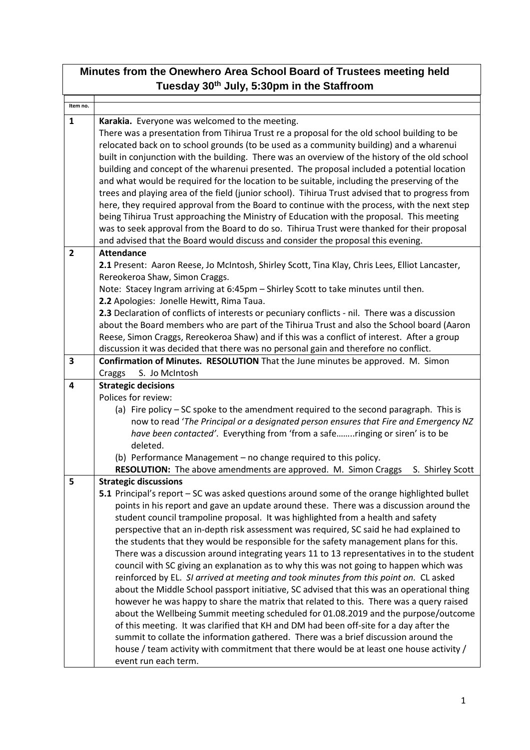# Minutes from the Onewhero Area School Board of Trustees meeting held Tuesday 30th July, 5:30pm in the Staffroom

| Item no. | |
|---|---|
| 1 | **Karakia.** Everyone was welcomed to the meeting.<br>There was a presentation from Tihirua Trust re a proposal for the old school building to be relocated back on to school grounds (to be used as a community building) and a wharenui built in conjunction with the building. There was an overview of the history of the old school building and concept of the wharenui presented. The proposal included a potential location and what would be required for the location to be suitable, including the preserving of the trees and playing area of the field (junior school). Tihirua Trust advised that to progress from here, they required approval from the Board to continue with the process, with the next step being Tihirua Trust approaching the Ministry of Education with the proposal. This meeting was to seek approval from the Board to do so. Tihirua Trust were thanked for their proposal and advised that the Board would discuss and consider the proposal this evening. |
| 2 | **Attendance**<br>**2.1** Present: Aaron Reese, Jo McIntosh, Shirley Scott, Tina Klay, Chris Lees, Elliot Lancaster, Rereokeroa Shaw, Simon Craggs.<br>Note: Stacey Ingram arriving at 6:45pm – Shirley Scott to take minutes until then.<br>**2.2** Apologies: Jonelle Hewitt, Rima Taua.<br>**2.3** Declaration of conflicts of interests or pecuniary conflicts - nil. There was a discussion about the Board members who are part of the Tihirua Trust and also the School board (Aaron Reese, Simon Craggs, Rereokeroa Shaw) and if this was a conflict of interest. After a group discussion it was decided that there was no personal gain and therefore no conflict. |
| 3 | **Confirmation of Minutes. RESOLUTION** That the June minutes be approved. M. Simon Craggs S. Jo McIntosh |
| 4 | **Strategic decisions**<br>Polices for review:<br>(a) Fire policy – SC spoke to the amendment required to the second paragraph. This is now to read '*The Principal or a designated person ensures that Fire and Emergency NZ have been contacted'*. Everything from 'from a safe……..ringing or siren' is to be deleted.<br>(b) Performance Management – no change required to this policy.<br>**RESOLUTION:** The above amendments are approved. M. Simon Craggs S. Shirley Scott |
| 5 | **Strategic discussions**<br>**5.1** Principal's report – SC was asked questions around some of the orange highlighted bullet points in his report and gave an update around these. There was a discussion around the student council trampoline proposal. It was highlighted from a health and safety perspective that an in-depth risk assessment was required, SC said he had explained to the students that they would be responsible for the safety management plans for this. There was a discussion around integrating years 11 to 13 representatives in to the student council with SC giving an explanation as to why this was not going to happen which was reinforced by EL. *SI arrived at meeting and took minutes from this point on.* CL asked about the Middle School passport initiative, SC advised that this was an operational thing however he was happy to share the matrix that related to this. There was a query raised about the Wellbeing Summit meeting scheduled for 01.08.2019 and the purpose/outcome of this meeting. It was clarified that KH and DM had been off-site for a day after the summit to collate the information gathered. There was a brief discussion around the house / team activity with commitment that there would be at least one house activity / event run each term. |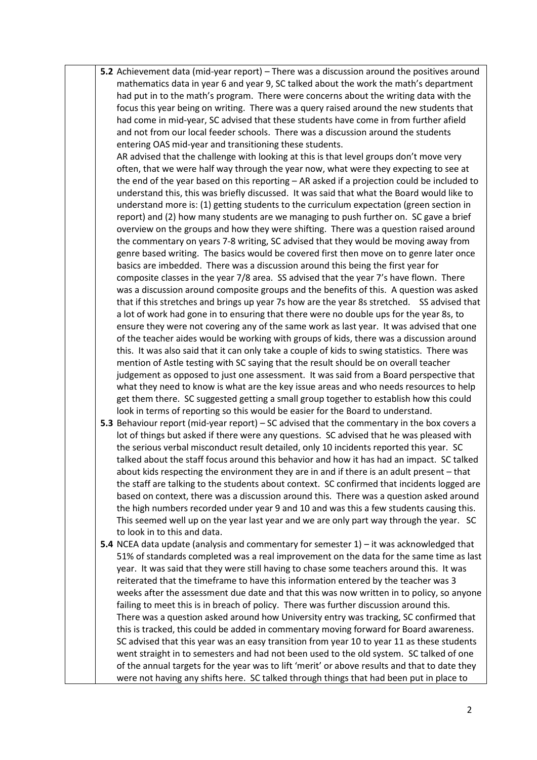**5.2** Achievement data (mid-year report) – There was a discussion around the positives around mathematics data in year 6 and year 9, SC talked about the work the math's department had put in to the math's program. There were concerns about the writing data with the focus this year being on writing. There was a query raised around the new students that had come in mid-year, SC advised that these students have come in from further afield and not from our local feeder schools. There was a discussion around the students entering OAS mid-year and transitioning these students.

AR advised that the challenge with looking at this is that level groups don't move very often, that we were half way through the year now, what were they expecting to see at the end of the year based on this reporting – AR asked if a projection could be included to understand this, this was briefly discussed. It was said that what the Board would like to understand more is: (1) getting students to the curriculum expectation (green section in report) and (2) how many students are we managing to push further on. SC gave a brief overview on the groups and how they were shifting. There was a question raised around the commentary on years 7-8 writing, SC advised that they would be moving away from genre based writing. The basics would be covered first then move on to genre later once basics are imbedded. There was a discussion around this being the first year for composite classes in the year 7/8 area. SS advised that the year 7's have flown. There was a discussion around composite groups and the benefits of this. A question was asked that if this stretches and brings up year 7s how are the year 8s stretched. SS advised that a lot of work had gone in to ensuring that there were no double ups for the year 8s, to ensure they were not covering any of the same work as last year. It was advised that one of the teacher aides would be working with groups of kids, there was a discussion around this. It was also said that it can only take a couple of kids to swing statistics. There was mention of Astle testing with SC saying that the result should be on overall teacher judgement as opposed to just one assessment. It was said from a Board perspective that what they need to know is what are the key issue areas and who needs resources to help get them there. SC suggested getting a small group together to establish how this could look in terms of reporting so this would be easier for the Board to understand.

**5.3** Behaviour report (mid-year report) – SC advised that the commentary in the box covers a lot of things but asked if there were any questions. SC advised that he was pleased with the serious verbal misconduct result detailed, only 10 incidents reported this year. SC talked about the staff focus around this behavior and how it has had an impact. SC talked about kids respecting the environment they are in and if there is an adult present – that the staff are talking to the students about context. SC confirmed that incidents logged are based on context, there was a discussion around this. There was a question asked around the high numbers recorded under year 9 and 10 and was this a few students causing this. This seemed well up on the year last year and we are only part way through the year. SC to look in to this and data.

**5.4** NCEA data update (analysis and commentary for semester 1) – it was acknowledged that 51% of standards completed was a real improvement on the data for the same time as last year. It was said that they were still having to chase some teachers around this. It was reiterated that the timeframe to have this information entered by the teacher was 3 weeks after the assessment due date and that this was now written in to policy, so anyone failing to meet this is in breach of policy. There was further discussion around this. There was a question asked around how University entry was tracking, SC confirmed that this is tracked, this could be added in commentary moving forward for Board awareness. SC advised that this year was an easy transition from year 10 to year 11 as these students went straight in to semesters and had not been used to the old system. SC talked of one of the annual targets for the year was to lift 'merit' or above results and that to date they were not having any shifts here. SC talked through things that had been put in place to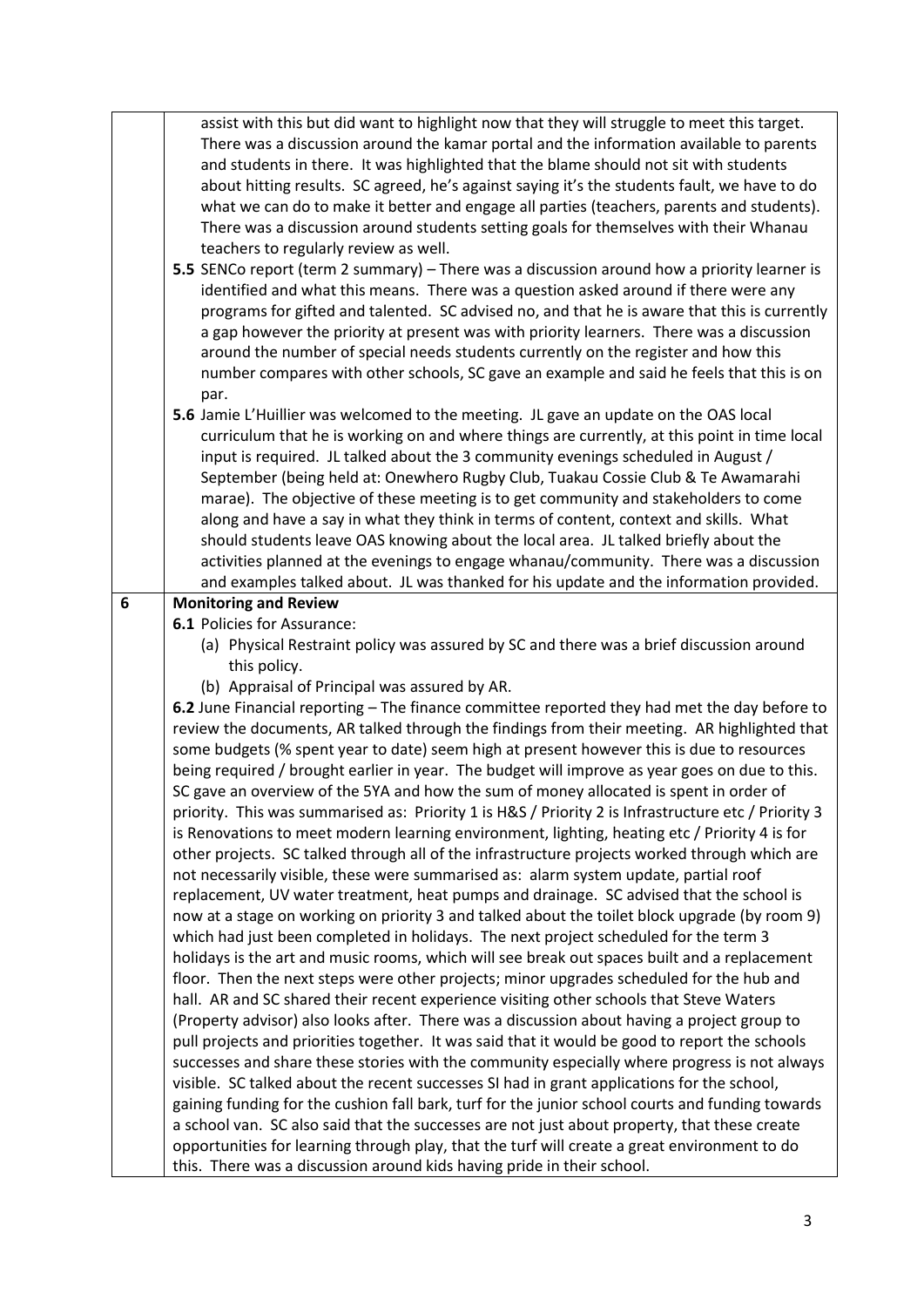| | |
|---|---|
| | assist with this but did want to highlight now that they will struggle to meet this target. There was a discussion around the kamar portal and the information available to parents and students in there. It was highlighted that the blame should not sit with students about hitting results. SC agreed, he's against saying it's the students fault, we have to do what we can do to make it better and engage all parties (teachers, parents and students). There was a discussion around students setting goals for themselves with their Whanau teachers to regularly review as well.<br>**5.5** SENCo report (term 2 summary) – There was a discussion around how a priority learner is identified and what this means. There was a question asked around if there were any programs for gifted and talented. SC advised no, and that he is aware that this is currently a gap however the priority at present was with priority learners. There was a discussion around the number of special needs students currently on the register and how this number compares with other schools, SC gave an example and said he feels that this is on par.<br>**5.6** Jamie L'Huillier was welcomed to the meeting. JL gave an update on the OAS local curriculum that he is working on and where things are currently, at this point in time local input is required. JL talked about the 3 community evenings scheduled in August / September (being held at: Onewhero Rugby Club, Tuakau Cossie Club & Te Awamarahi marae). The objective of these meeting is to get community and stakeholders to come along and have a say in what they think in terms of content, context and skills. What should students leave OAS knowing about the local area. JL talked briefly about the activities planned at the evenings to engage whanau/community. There was a discussion and examples talked about. JL was thanked for his update and the information provided. |
| **6** | **Monitoring and Review**<br>**6.1** Policies for Assurance:<br>(a) Physical Restraint policy was assured by SC and there was a brief discussion around this policy.<br>(b) Appraisal of Principal was assured by AR.<br>**6.2** June Financial reporting – The finance committee reported they had met the day before to review the documents, AR talked through the findings from their meeting. AR highlighted that some budgets (% spent year to date) seem high at present however this is due to resources being required / brought earlier in year. The budget will improve as year goes on due to this. SC gave an overview of the 5YA and how the sum of money allocated is spent in order of priority. This was summarised as: Priority 1 is H&S / Priority 2 is Infrastructure etc / Priority 3 is Renovations to meet modern learning environment, lighting, heating etc / Priority 4 is for other projects. SC talked through all of the infrastructure projects worked through which are not necessarily visible, these were summarised as: alarm system update, partial roof replacement, UV water treatment, heat pumps and drainage. SC advised that the school is now at a stage on working on priority 3 and talked about the toilet block upgrade (by room 9) which had just been completed in holidays. The next project scheduled for the term 3 holidays is the art and music rooms, which will see break out spaces built and a replacement floor. Then the next steps were other projects; minor upgrades scheduled for the hub and hall. AR and SC shared their recent experience visiting other schools that Steve Waters (Property advisor) also looks after. There was a discussion about having a project group to pull projects and priorities together. It was said that it would be good to report the schools successes and share these stories with the community especially where progress is not always visible. SC talked about the recent successes SI had in grant applications for the school, gaining funding for the cushion fall bark, turf for the junior school courts and funding towards a school van. SC also said that the successes are not just about property, that these create opportunities for learning through play, that the turf will create a great environment to do this. There was a discussion around kids having pride in their school. |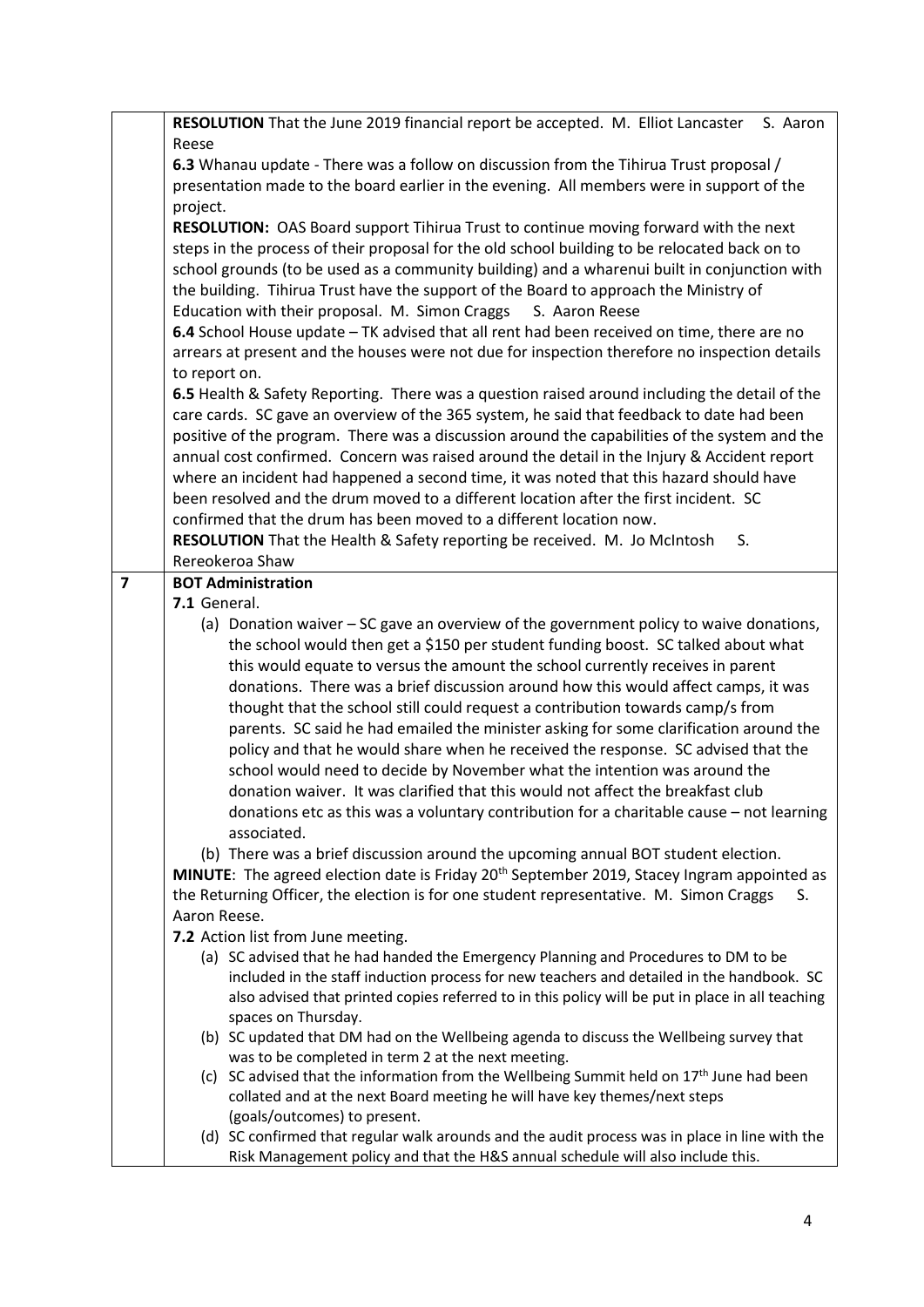**RESOLUTION** That the June 2019 financial report be accepted. M. Elliot Lancaster S. Aaron Reese

**6.3** Whanau update - There was a follow on discussion from the Tihirua Trust proposal / presentation made to the board earlier in the evening. All members were in support of the project.

**RESOLUTION:** OAS Board support Tihirua Trust to continue moving forward with the next steps in the process of their proposal for the old school building to be relocated back on to school grounds (to be used as a community building) and a wharenui built in conjunction with the building. Tihirua Trust have the support of the Board to approach the Ministry of Education with their proposal. M. Simon Craggs S. Aaron Reese

**6.4** School House update – TK advised that all rent had been received on time, there are no arrears at present and the houses were not due for inspection therefore no inspection details to report on.

**6.5** Health & Safety Reporting. There was a question raised around including the detail of the care cards. SC gave an overview of the 365 system, he said that feedback to date had been positive of the program. There was a discussion around the capabilities of the system and the annual cost confirmed. Concern was raised around the detail in the Injury & Accident report where an incident had happened a second time, it was noted that this hazard should have been resolved and the drum moved to a different location after the first incident. SC confirmed that the drum has been moved to a different location now.

**RESOLUTION** That the Health & Safety reporting be received. M. Jo McIntosh S. Rereokeroa Shaw

## 7 BOT Administration

**7.1** General.

(a) Donation waiver – SC gave an overview of the government policy to waive donations, the school would then get a $150 per student funding boost. SC talked about what this would equate to versus the amount the school currently receives in parent donations. There was a brief discussion around how this would affect camps, it was thought that the school still could request a contribution towards camp/s from parents. SC said he had emailed the minister asking for some clarification around the policy and that he would share when he received the response. SC advised that the school would need to decide by November what the intention was around the donation waiver. It was clarified that this would not affect the breakfast club donations etc as this was a voluntary contribution for a charitable cause – not learning associated.

(b) There was a brief discussion around the upcoming annual BOT student election.

**MINUTE**: The agreed election date is Friday 20th September 2019, Stacey Ingram appointed as the Returning Officer, the election is for one student representative. M. Simon Craggs S. Aaron Reese.

**7.2** Action list from June meeting.

(a) SC advised that he had handed the Emergency Planning and Procedures to DM to be included in the staff induction process for new teachers and detailed in the handbook. SC also advised that printed copies referred to in this policy will be put in place in all teaching spaces on Thursday.

(b) SC updated that DM had on the Wellbeing agenda to discuss the Wellbeing survey that was to be completed in term 2 at the next meeting.

(c) SC advised that the information from the Wellbeing Summit held on 17th June had been collated and at the next Board meeting he will have key themes/next steps (goals/outcomes) to present.

(d) SC confirmed that regular walk arounds and the audit process was in place in line with the Risk Management policy and that the H&S annual schedule will also include this.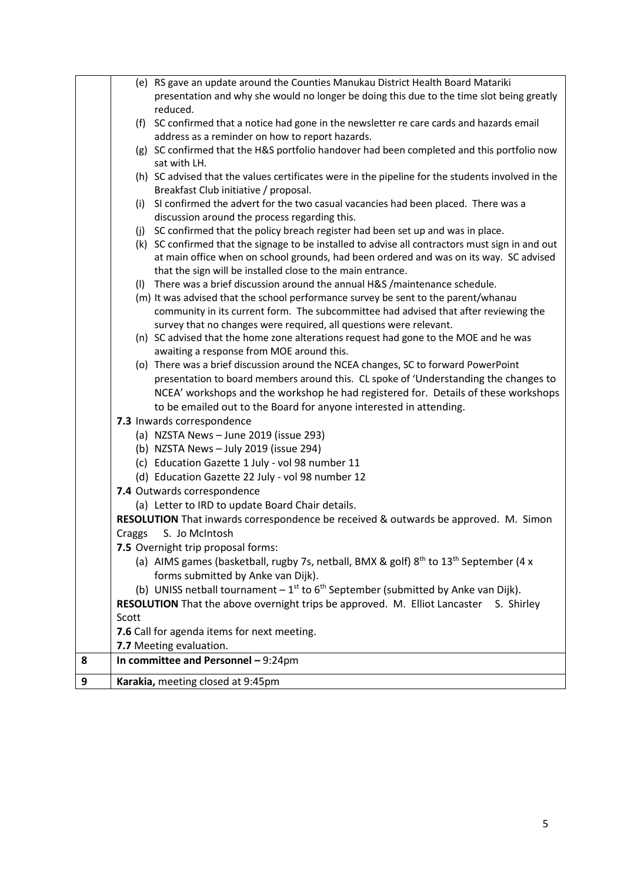| | |
|---|---|
| | (e) RS gave an update around the Counties Manukau District Health Board Matariki presentation and why she would no longer be doing this due to the time slot being greatly reduced.<br>(f) SC confirmed that a notice had gone in the newsletter re care cards and hazards email address as a reminder on how to report hazards.<br>(g) SC confirmed that the H&S portfolio handover had been completed and this portfolio now sat with LH.<br>(h) SC advised that the values certificates were in the pipeline for the students involved in the Breakfast Club initiative / proposal.<br>(i) SI confirmed the advert for the two casual vacancies had been placed. There was a discussion around the process regarding this.<br>(j) SC confirmed that the policy breach register had been set up and was in place.<br>(k) SC confirmed that the signage to be installed to advise all contractors must sign in and out at main office when on school grounds, had been ordered and was on its way. SC advised that the sign will be installed close to the main entrance.<br>(l) There was a brief discussion around the annual H&S /maintenance schedule.<br>(m) It was advised that the school performance survey be sent to the parent/whanau community in its current form. The subcommittee had advised that after reviewing the survey that no changes were required, all questions were relevant.<br>(n) SC advised that the home zone alterations request had gone to the MOE and he was awaiting a response from MOE around this.<br>(o) There was a brief discussion around the NCEA changes, SC to forward PowerPoint presentation to board members around this. CL spoke of 'Understanding the changes to NCEA' workshops and the workshop he had registered for. Details of these workshops to be emailed out to the Board for anyone interested in attending.<br>**7.3** Inwards correspondence<br>(a) NZSTA News – June 2019 (issue 293)<br>(b) NZSTA News – July 2019 (issue 294)<br>(c) Education Gazette 1 July - vol 98 number 11<br>(d) Education Gazette 22 July - vol 98 number 12<br>**7.4** Outwards correspondence<br>(a) Letter to IRD to update Board Chair details.<br>**RESOLUTION** That inwards correspondence be received & outwards be approved. M. Simon Craggs S. Jo McIntosh<br>**7.5** Overnight trip proposal forms:<br>(a) AIMS games (basketball, rugby 7s, netball, BMX & golf) 8th to 13th September (4 x forms submitted by Anke van Dijk).<br>(b) UNISS netball tournament – 1st to 6th September (submitted by Anke van Dijk).<br>**RESOLUTION** That the above overnight trips be approved. M. Elliot Lancaster S. Shirley Scott<br>**7.6** Call for agenda items for next meeting.<br>**7.7** Meeting evaluation. |
| 8 | **In committee and Personnel –** 9:24pm |
| 9 | **Karakia,** meeting closed at 9:45pm |